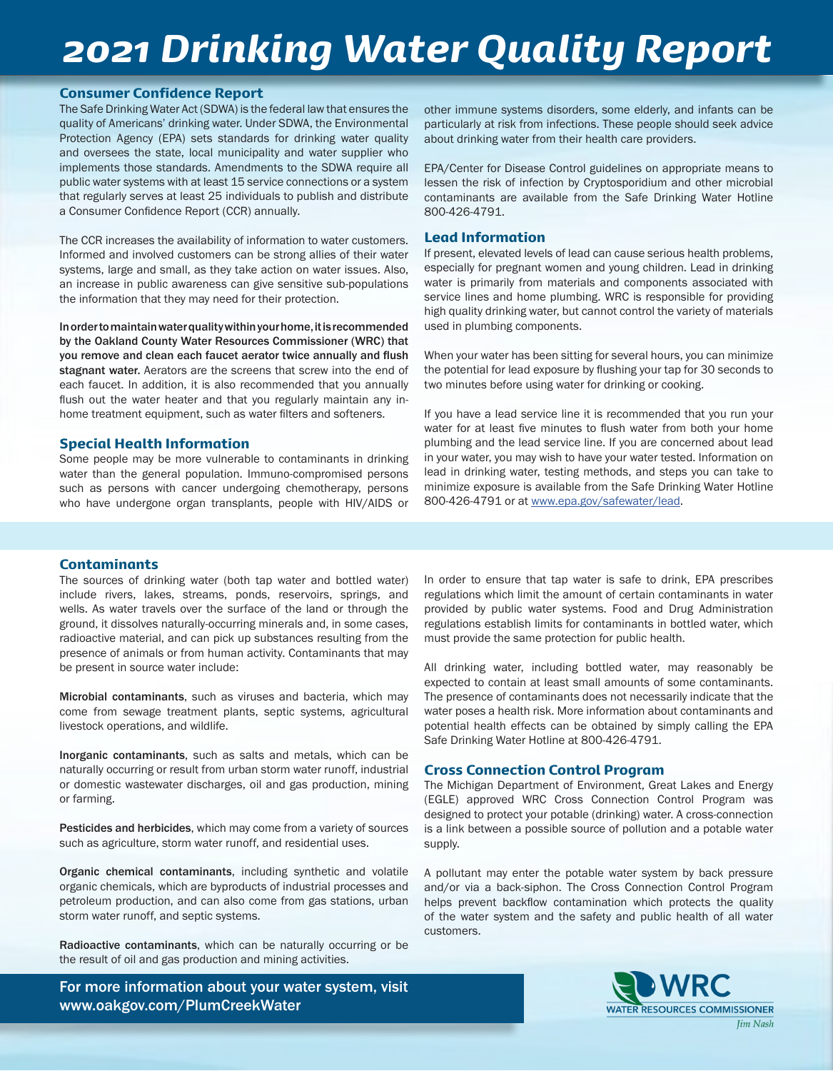# 2021 Drinking Water Quality Report

## Consumer Confidence Report

The Safe Drinking Water Act (SDWA) is the federal law that ensures the quality of Americans' drinking water. Under SDWA, the Environmental Protection Agency (EPA) sets standards for drinking water quality and oversees the state, local municipality and water supplier who implements those standards. Amendments to the SDWA require all public water systems with at least 15 service connections or a system that regularly serves at least 25 individuals to publish and distribute a Consumer Confidence Report (CCR) annually.

The CCR increases the availability of information to water customers. Informed and involved customers can be strong allies of their water systems, large and small, as they take action on water issues. Also, an increase in public awareness can give sensitive sub-populations the information that they may need for their protection.

**In order to maintain water quality within your home, it is recommended by the Oakland County Water Resources Commissioner (WRC) that you remove and clean each faucet aerator twice annually and flush stagnant water.** Aerators are the screens that screw into the end of each faucet. In addition, it is also recommended that you annually flush out the water heater and that you regularly maintain any in-home treatment equipment, such as water filters and softeners.

## Special Health Information

Some people may be more vulnerable to contaminants in drinking water than the general population. Immuno-compromised persons such as persons with cancer undergoing chemotherapy, persons who have undergone organ transplants, people with HIV/AIDS or other immune systems disorders, some elderly, and infants can be particularly at risk from infections. These people should seek advice about drinking water from their health care providers.

EPA/Center for Disease Control guidelines on appropriate means to lessen the risk of infection by Cryptosporidium and other microbial contaminants are available from the Safe Drinking Water Hotline 800-426-4791.

## Lead Information

If present, elevated levels of lead can cause serious health problems, especially for pregnant women and young children. Lead in drinking water is primarily from materials and components associated with service lines and home plumbing. WRC is responsible for providing high quality drinking water, but cannot control the variety of materials used in plumbing components.

When your water has been sitting for several hours, you can minimize the potential for lead exposure by flushing your tap for 30 seconds to two minutes before using water for drinking or cooking.

If you have a lead service line it is recommended that you run your water for at least five minutes to flush water from both your home plumbing and the lead service line. If you are concerned about lead in your water, you may wish to have your water tested. Information on lead in drinking water, testing methods, and steps you can take to minimize exposure is available from the Safe Drinking Water Hotline 800-426-4791 or at www.epa.gov/safewater/lead.

## Contaminants

The sources of drinking water (both tap water and bottled water) include rivers, lakes, streams, ponds, reservoirs, springs, and wells. As water travels over the surface of the land or through the ground, it dissolves naturally-occurring minerals and, in some cases, radioactive material, and can pick up substances resulting from the presence of animals or from human activity. Contaminants that may be present in source water include:

**Microbial contaminants**, such as viruses and bacteria, which may come from sewage treatment plants, septic systems, agricultural livestock operations, and wildlife.

**Inorganic contaminants**, such as salts and metals, which can be naturally occurring or result from urban storm water runoff, industrial or domestic wastewater discharges, oil and gas production, mining or farming.

**Pesticides and herbicides**, which may come from a variety of sources such as agriculture, storm water runoff, and residential uses.

**Organic chemical contaminants**, including synthetic and volatile organic chemicals, which are byproducts of industrial processes and petroleum production, and can also come from gas stations, urban storm water runoff, and septic systems.

**Radioactive contaminants**, which can be naturally occurring or be the result of oil and gas production and mining activities.

In order to ensure that tap water is safe to drink, EPA prescribes regulations which limit the amount of certain contaminants in water provided by public water systems. Food and Drug Administration regulations establish limits for contaminants in bottled water, which must provide the same protection for public health.

All drinking water, including bottled water, may reasonably be expected to contain at least small amounts of some contaminants. The presence of contaminants does not necessarily indicate that the water poses a health risk. More information about contaminants and potential health effects can be obtained by simply calling the EPA Safe Drinking Water Hotline at 800-426-4791.

## Cross Connection Control Program

The Michigan Department of Environment, Great Lakes and Energy (EGLE) approved WRC Cross Connection Control Program was designed to protect your potable (drinking) water. A cross-connection is a link between a possible source of pollution and a potable water supply.

A pollutant may enter the potable water system by back pressure and/or via a back-siphon. The Cross Connection Control Program helps prevent backflow contamination which protects the quality of the water system and the safety and public health of all water customers.

For more information about your water system, visit www.oakgov.com/PlumCreekWater

WRC
WATER RESOURCES COMMISSIONER
*Jim Nash*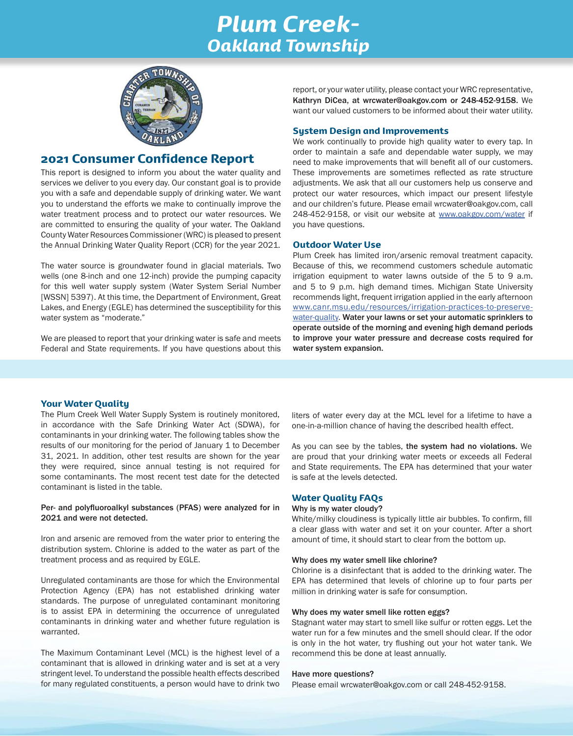# Plum Creek-
## *Oakland Township*

## 2021 Consumer Confidence Report

This report is designed to inform you about the water quality and services we deliver to you every day. Our constant goal is to provide you with a safe and dependable supply of drinking water. We want you to understand the efforts we make to continually improve the water treatment process and to protect our water resources. We are committed to ensuring the quality of your water. The Oakland County Water Resources Commissioner (WRC) is pleased to present the Annual Drinking Water Quality Report (CCR) for the year 2021.

The water source is groundwater found in glacial materials. Two wells (one 8-inch and one 12-inch) provide the pumping capacity for this well water supply system (Water System Serial Number [WSSN] 5397). At this time, the Department of Environment, Great Lakes, and Energy (EGLE) has determined the susceptibility for this water system as "moderate."

We are pleased to report that your drinking water is safe and meets Federal and State requirements. If you have questions about this report, or your water utility, please contact your WRC representative, **Kathryn DiCea, at wrcwater@oakgov.com or 248-452-9158**. We want our valued customers to be informed about their water utility.

### System Design and Improvements

We work continually to provide high quality water to every tap. In order to maintain a safe and dependable water supply, we may need to make improvements that will benefit all of our customers. These improvements are sometimes reflected as rate structure adjustments. We ask that all our customers help us conserve and protect our water resources, which impact our present lifestyle and our children's future. Please email wrcwater@oakgov.com, call 248-452-9158, or visit our website at www.oakgov.com/water if you have questions.

### Outdoor Water Use

Plum Creek has limited iron/arsenic removal treatment capacity. Because of this, we recommend customers schedule automatic irrigation equipment to water lawns outside of the 5 to 9 a.m. and 5 to 9 p.m. high demand times. Michigan State University recommends light, frequent irrigation applied in the early afternoon www.canr.msu.edu/resources/irrigation-practices-to-preserve-water-quality. **Water your lawns or set your automatic sprinklers to operate outside of the morning and evening high demand periods to improve your water pressure and decrease costs required for water system expansion.**

### Your Water Quality

The Plum Creek Well Water Supply System is routinely monitored, in accordance with the Safe Drinking Water Act (SDWA), for contaminants in your drinking water. The following tables show the results of our monitoring for the period of January 1 to December 31, 2021. In addition, other test results are shown for the year they were required, since annual testing is not required for some contaminants. The most recent test date for the detected contaminant is listed in the table.

**Per- and polyfluoroalkyl substances (PFAS) were analyzed for in 2021 and were not detected.**

Iron and arsenic are removed from the water prior to entering the distribution system. Chlorine is added to the water as part of the treatment process and as required by EGLE.

Unregulated contaminants are those for which the Environmental Protection Agency (EPA) has not established drinking water standards. The purpose of unregulated contaminant monitoring is to assist EPA in determining the occurrence of unregulated contaminants in drinking water and whether future regulation is warranted.

The Maximum Contaminant Level (MCL) is the highest level of a contaminant that is allowed in drinking water and is set at a very stringent level. To understand the possible health effects described for many regulated constituents, a person would have to drink two liters of water every day at the MCL level for a lifetime to have a one-in-a-million chance of having the described health effect.

As you can see by the tables, **the system had no violations.** We are proud that your drinking water meets or exceeds all Federal and State requirements. The EPA has determined that your water is safe at the levels detected.

### Water Quality FAQs

**Why is my water cloudy?**

White/milky cloudiness is typically little air bubbles. To confirm, fill a clear glass with water and set it on your counter. After a short amount of time, it should start to clear from the bottom up.

**Why does my water smell like chlorine?**

Chlorine is a disinfectant that is added to the drinking water. The EPA has determined that levels of chlorine up to four parts per million in drinking water is safe for consumption.

**Why does my water smell like rotten eggs?**

Stagnant water may start to smell like sulfur or rotten eggs. Let the water run for a few minutes and the smell should clear. If the odor is only in the hot water, try flushing out your hot water tank. We recommend this be done at least annually.

**Have more questions?**

Please email wrcwater@oakgov.com or call 248-452-9158.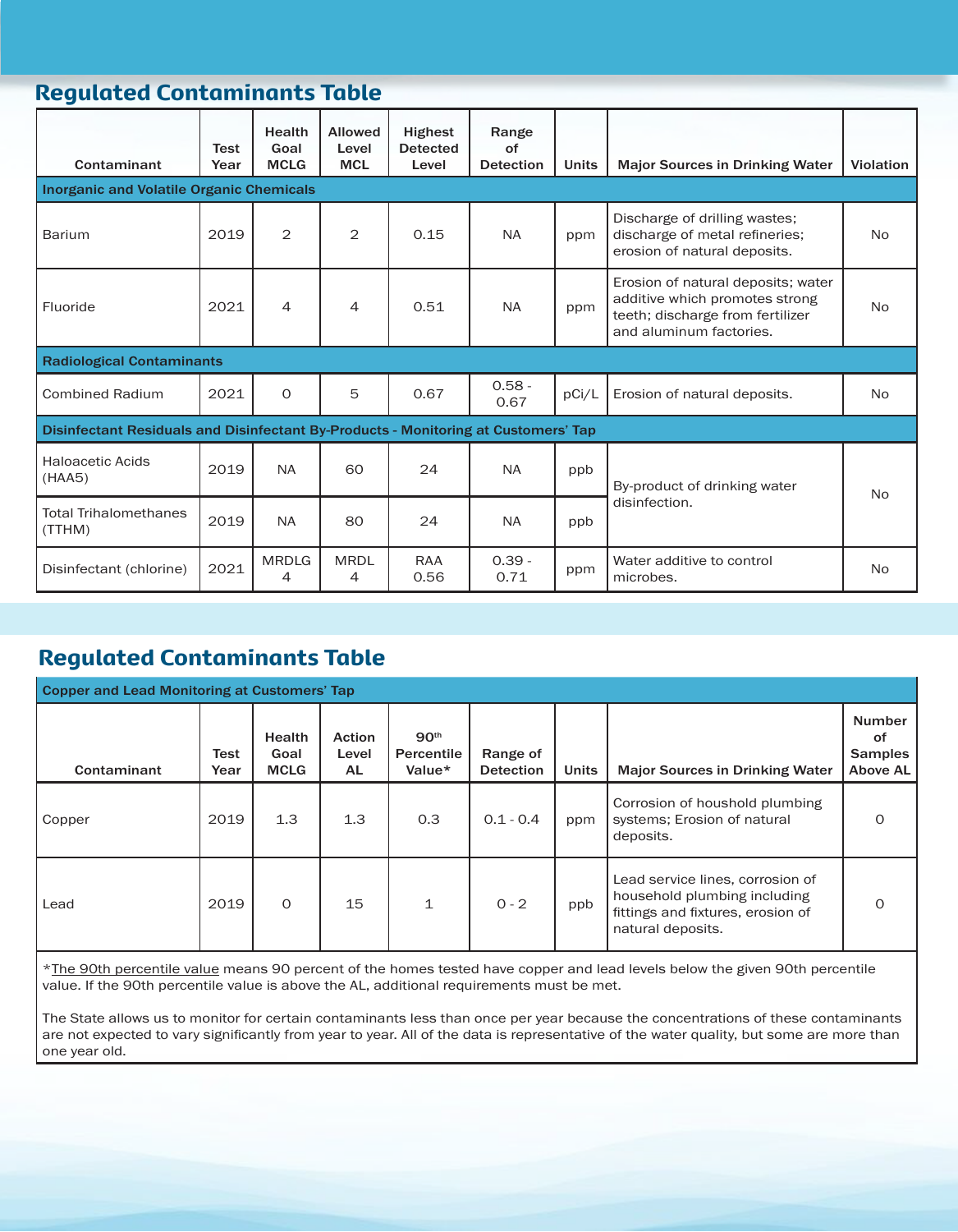## Regulated Contaminants Table

| Contaminant | Test Year | Health Goal MCLG | Allowed Level MCL | Highest Detected Level | Range of Detection | Units | Major Sources in Drinking Water | Violation |
|---|---|---|---|---|---|---|---|---|
| **Inorganic and Volatile Organic Chemicals** | | | | | | | | |
| Barium | 2019 | 2 | 2 | 0.15 | NA | ppm | Discharge of drilling wastes; discharge of metal refineries; erosion of natural deposits. | No |
| Fluoride | 2021 | 4 | 4 | 0.51 | NA | ppm | Erosion of natural deposits; water additive which promotes strong teeth; discharge from fertilizer and aluminum factories. | No |
| **Radiological Contaminants** | | | | | | | | |
| Combined Radium | 2021 | 0 | 5 | 0.67 | 0.58 - 0.67 | pCi/L | Erosion of natural deposits. | No |
| **Disinfectant Residuals and Disinfectant By-Products - Monitoring at Customers' Tap** | | | | | | | | |
| Haloacetic Acids (HAA5) | 2019 | NA | 60 | 24 | NA | ppb | By-product of drinking water disinfection. | No |
| Total Trihalomethanes (TTHM) | 2019 | NA | 80 | 24 | NA | ppb | By-product of drinking water disinfection. | No |
| Disinfectant (chlorine) | 2021 | MRDLG 4 | MRDL 4 | RAA 0.56 | 0.39 - 0.71 | ppm | Water additive to control microbes. | No |

## Regulated Contaminants Table

| Contaminant | Test Year | Health Goal MCLG | Action Level AL | 90th Percentile Value* | Range of Detection | Units | Major Sources in Drinking Water | Number of Samples Above AL |
|---|---|---|---|---|---|---|---|---|
| **Copper and Lead Monitoring at Customers' Tap** | | | | | | | | |
| Copper | 2019 | 1.3 | 1.3 | 0.3 | 0.1 - 0.4 | ppm | Corrosion of houshold plumbing systems; Erosion of natural deposits. | 0 |
| Lead | 2019 | 0 | 15 | 1 | 0 - 2 | ppb | Lead service lines, corrosion of household plumbing including fittings and fixtures, erosion of natural deposits. | 0 |

*The 90th percentile value means 90 percent of the homes tested have copper and lead levels below the given 90th percentile value. If the 90th percentile value is above the AL, additional requirements must be met.

The State allows us to monitor for certain contaminants less than once per year because the concentrations of these contaminants are not expected to vary significantly from year to year. All of the data is representative of the water quality, but some are more than one year old.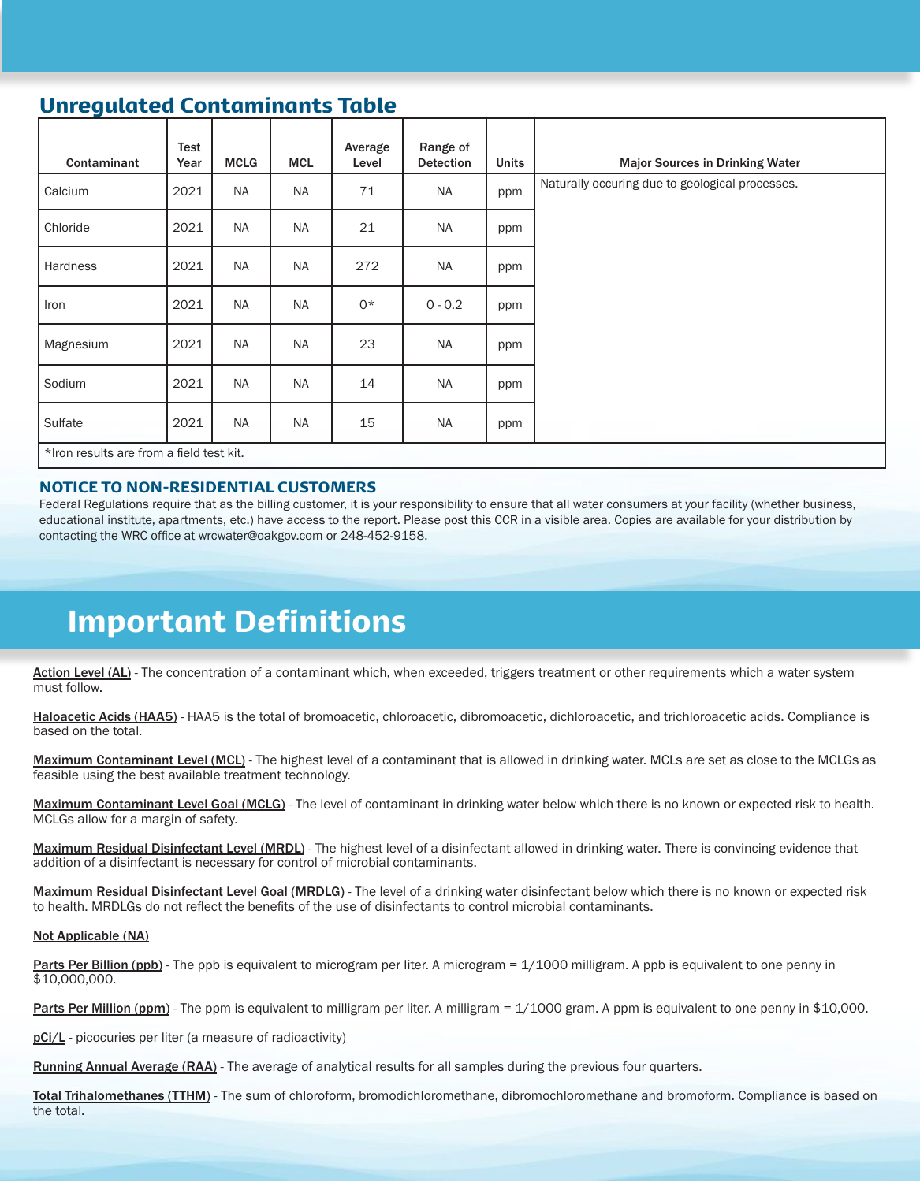## Unregulated Contaminants Table

| Contaminant | Test Year | MCLG | MCL | Average Level | Range of Detection | Units | Major Sources in Drinking Water |
|---|---|---|---|---|---|---|---|
| Calcium | 2021 | NA | NA | 71 | NA | ppm | Naturally occuring due to geological processes. |
| Chloride | 2021 | NA | NA | 21 | NA | ppm | |
| Hardness | 2021 | NA | NA | 272 | NA | ppm | |
| Iron | 2021 | NA | NA | 0* | 0 - 0.2 | ppm | |
| Magnesium | 2021 | NA | NA | 23 | NA | ppm | |
| Sodium | 2021 | NA | NA | 14 | NA | ppm | |
| Sulfate | 2021 | NA | NA | 15 | NA | ppm | |

*Iron results are from a field test kit.

### NOTICE TO NON-RESIDENTIAL CUSTOMERS

Federal Regulations require that as the billing customer, it is your responsibility to ensure that all water consumers at your facility (whether business, educational institute, apartments, etc.) have access to the report. Please post this CCR in a visible area. Copies are available for your distribution by contacting the WRC office at wrcwater@oakgov.com or 248-452-9158.

# Important Definitions

**Action Level (AL)** - The concentration of a contaminant which, when exceeded, triggers treatment or other requirements which a water system must follow.

**Haloacetic Acids (HAA5)** - HAA5 is the total of bromoacetic, chloroacetic, dibromoacetic, dichloroacetic, and trichloroacetic acids. Compliance is based on the total.

**Maximum Contaminant Level (MCL)** - The highest level of a contaminant that is allowed in drinking water. MCLs are set as close to the MCLGs as feasible using the best available treatment technology.

**Maximum Contaminant Level Goal (MCLG)** - The level of contaminant in drinking water below which there is no known or expected risk to health. MCLGs allow for a margin of safety.

**Maximum Residual Disinfectant Level (MRDL)** - The highest level of a disinfectant allowed in drinking water. There is convincing evidence that addition of a disinfectant is necessary for control of microbial contaminants.

**Maximum Residual Disinfectant Level Goal (MRDLG)** - The level of a drinking water disinfectant below which there is no known or expected risk to health. MRDLGs do not reflect the benefits of the use of disinfectants to control microbial contaminants.

**Not Applicable (NA)**

**Parts Per Billion (ppb)** - The ppb is equivalent to microgram per liter. A microgram = 1/1000 milligram. A ppb is equivalent to one penny in $10,000,000.

**Parts Per Million (ppm)** - The ppm is equivalent to milligram per liter. A milligram = 1/1000 gram. A ppm is equivalent to one penny in $10,000.

**pCi/L** - picocuries per liter (a measure of radioactivity)

**Running Annual Average (RAA)** - The average of analytical results for all samples during the previous four quarters.

**Total Trihalomethanes (TTHM)** - The sum of chloroform, bromodichloromethane, dibromochloromethane and bromoform. Compliance is based on the total.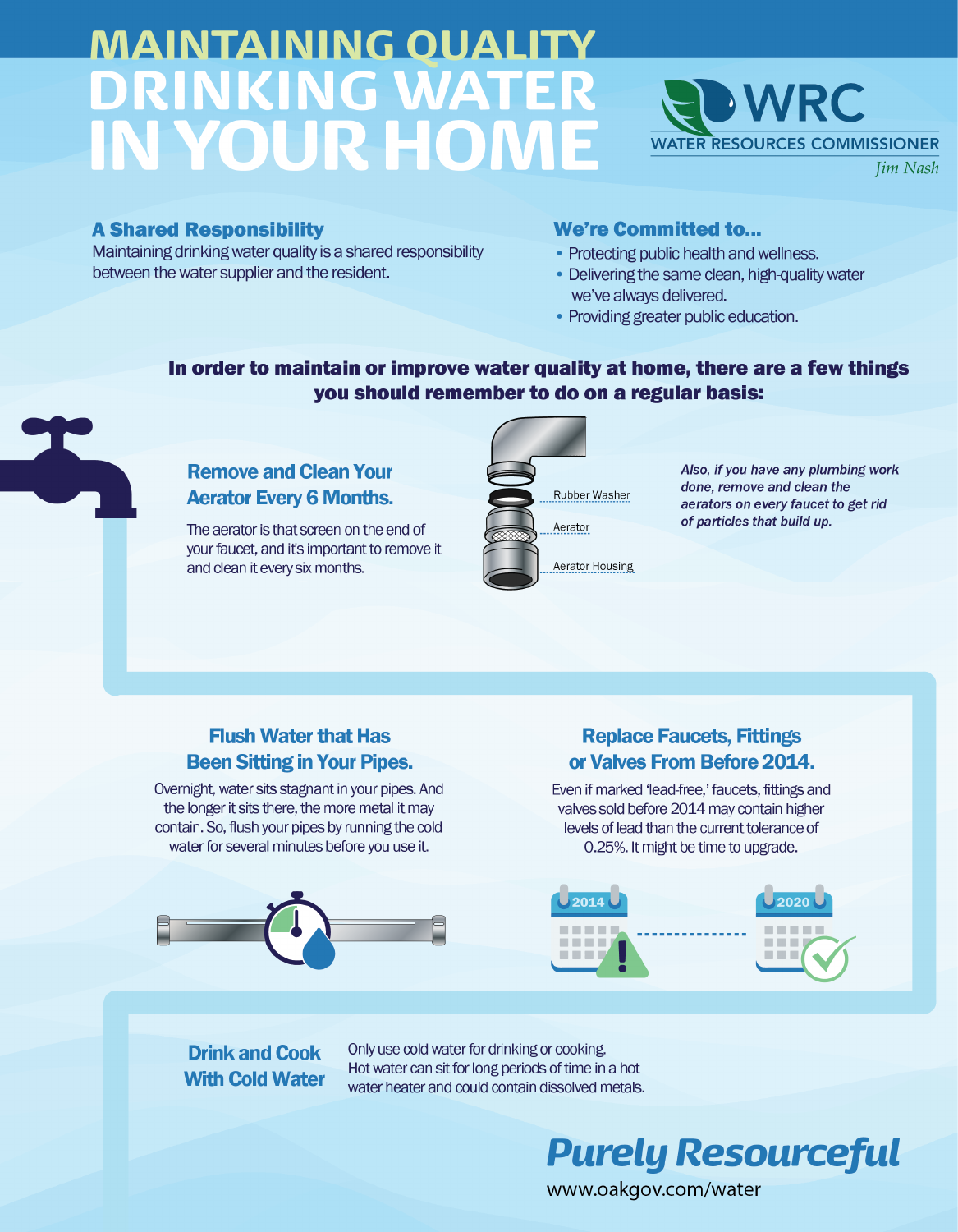# MAINTAINING QUALITY DRINKING WATER IN YOUR HOME

WRC
WATER RESOURCES COMMISSIONER
*Jim Nash*

## A Shared Responsibility

Maintaining drinking water quality is a shared responsibility between the water supplier and the resident.

## We're Committed to...

- Protecting public health and wellness.
- Delivering the same clean, high-quality water we've always delivered.
- Providing greater public education.

**In order to maintain or improve water quality at home, there are a few things you should remember to do on a regular basis:**

### Remove and Clean Your Aerator Every 6 Months.

The aerator is that screen on the end of your faucet, and it's important to remove it and clean it every six months.

Rubber Washer

Aerator

Aerator Housing

***Also, if you have any plumbing work done, remove and clean the aerators on every faucet to get rid of particles that build up.***

### Flush Water that Has Been Sitting in Your Pipes.

Overnight, water sits stagnant in your pipes. And the longer it sits there, the more metal it may contain. So, flush your pipes by running the cold water for several minutes before you use it.

### Replace Faucets, Fittings or Valves From Before 2014.

Even if marked 'lead-free,' faucets, fittings and valves sold before 2014 may contain higher levels of lead than the current tolerance of 0.25%. It might be time to upgrade.

2014

2020

### Drink and Cook With Cold Water

Only use cold water for drinking or cooking. Hot water can sit for long periods of time in a hot water heater and could contain dissolved metals.

***Purely Resourceful***

www.oakgov.com/water